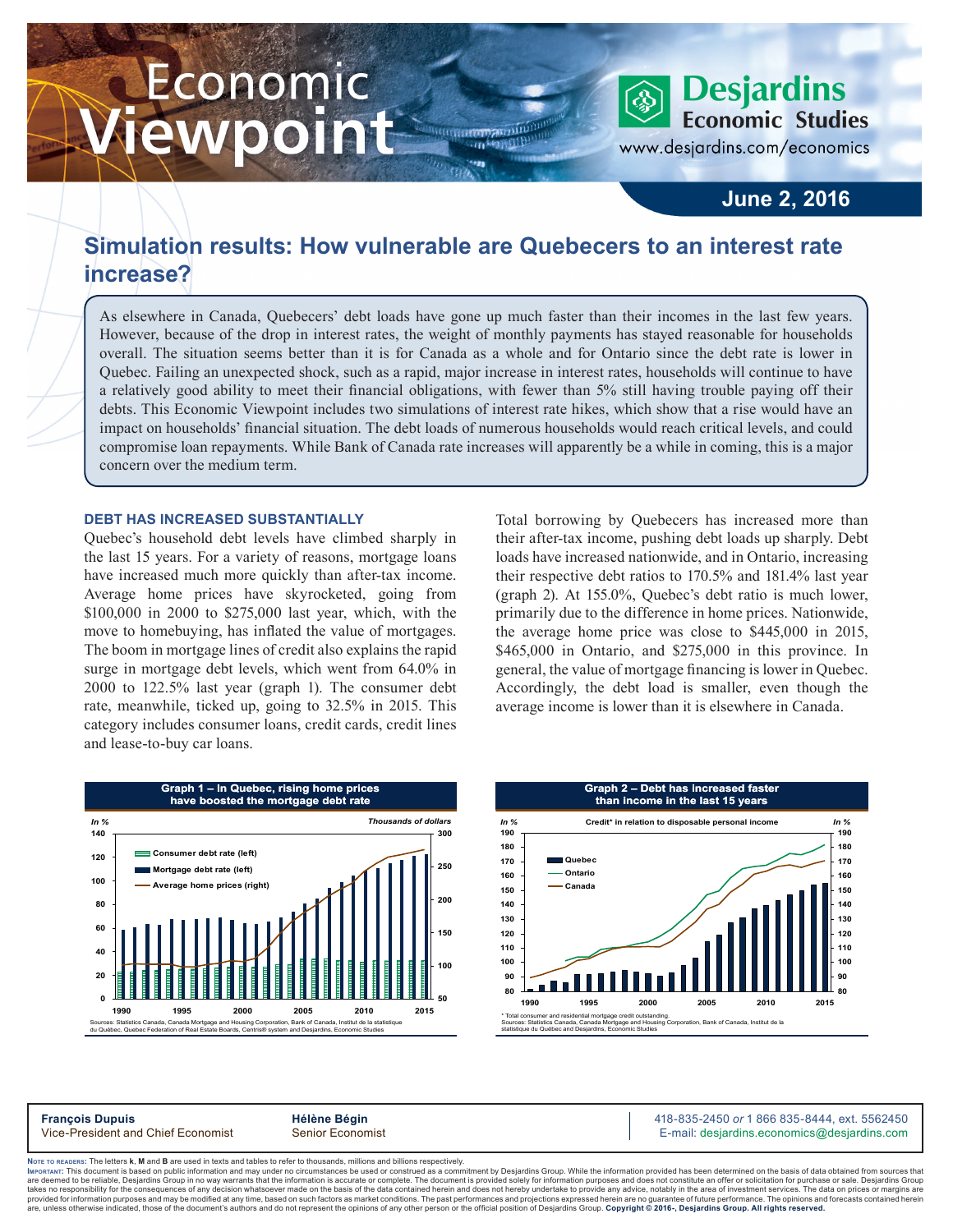# Economic Viewpoint

**Desjardins Economic Studies**
www.desjardins.com/economics

**June 2, 2016**

## Simulation results: How vulnerable are Quebecers to an interest rate increase?

As elsewhere in Canada, Quebecers' debt loads have gone up much faster than their incomes in the last few years. However, because of the drop in interest rates, the weight of monthly payments has stayed reasonable for households overall. The situation seems better than it is for Canada as a whole and for Ontario since the debt rate is lower in Quebec. Failing an unexpected shock, such as a rapid, major increase in interest rates, households will continue to have a relatively good ability to meet their financial obligations, with fewer than 5% still having trouble paying off their debts. This Economic Viewpoint includes two simulations of interest rate hikes, which show that a rise would have an impact on households' financial situation. The debt loads of numerous households would reach critical levels, and could compromise loan repayments. While Bank of Canada rate increases will apparently be a while in coming, this is a major concern over the medium term.

### DEBT HAS INCREASED SUBSTANTIALLY

Quebec's household debt levels have climbed sharply in the last 15 years. For a variety of reasons, mortgage loans have increased much more quickly than after-tax income. Average home prices have skyrocketed, going from $100,000 in 2000 to $275,000 last year, which, with the move to homebuying, has inflated the value of mortgages. The boom in mortgage lines of credit also explains the rapid surge in mortgage debt levels, which went from 64.0% in 2000 to 122.5% last year (graph 1). The consumer debt rate, meanwhile, ticked up, going to 32.5% in 2015. This category includes consumer loans, credit cards, credit lines and lease-to-buy car loans.

Total borrowing by Quebecers has increased more than their after-tax income, pushing debt loads up sharply. Debt loads have increased nationwide, and in Ontario, increasing their respective debt ratios to 170.5% and 181.4% last year (graph 2). At 155.0%, Quebec's debt ratio is much lower, primarily due to the difference in home prices. Nationwide, the average home price was close to $445,000 in 2015, $465,000 in Ontario, and $275,000 in this province. In general, the value of mortgage financing is lower in Quebec. Accordingly, the debt load is smaller, even though the average income is lower than it is elsewhere in Canada.

**Graph 1 – In Quebec, rising home prices have boosted the mortgage debt rate**

In % (left): Consumer debt rate, Mortgage debt rate; Thousands of dollars (right): Average home prices; 1990–2015

Sources: Statistics Canada, Canada Mortgage and Housing Corporation, Bank of Canada, Institut de la statistique du Québec, Quebec Federation of Real Estate Boards, Centris® system and Desjardins, Economic Studies

**Graph 2 – Debt has increased faster than income in the last 15 years**

Credit* in relation to disposable personal income (In %): Quebec, Ontario, Canada; 1990–2015

\* Total consumer and residential mortgage credit outstanding.
Sources: Statistics Canada, Canada Mortgage and Housing Corporation, Bank of Canada, Institut de la statistique du Québec and Desjardins, Economic Studies

---

**François Dupuis**, Vice-President and Chief Economist
**Hélène Bégin**, Senior Economist
418-835-2450 *or* 1 866 835-8444, ext. 5562450
E-mail: desjardins.economics@desjardins.com

NOTE TO READERS: The letters **k**, **M** and **B** are used in texts and tables to refer to thousands, millions and billions respectively.
IMPORTANT: This document is based on public information and may under no circumstances be used or construed as a commitment by Desjardins Group. While the information provided has been determined on the basis of data obtained from sources that are deemed to be reliable, Desjardins Group in no way warrants that the information is accurate or complete. The document is provided solely for information purposes and does not constitute an offer or solicitation for purchase or sale. Desjardins Group takes no responsibility for the consequences of any decision whatsoever made on the basis of the data contained herein and does not hereby undertake to provide any advice, notably in the area of investment services. The data on prices or margins are provided for information purposes and may be modified at any time, based on such factors as market conditions. The past performances and projections expressed herein are no guarantee of future performance. The opinions and forecasts contained herein are, unless otherwise indicated, those of the document's authors and do not represent the opinions of any other person or the official position of Desjardins Group. **Copyright © 2016-, Desjardins Group. All rights reserved.**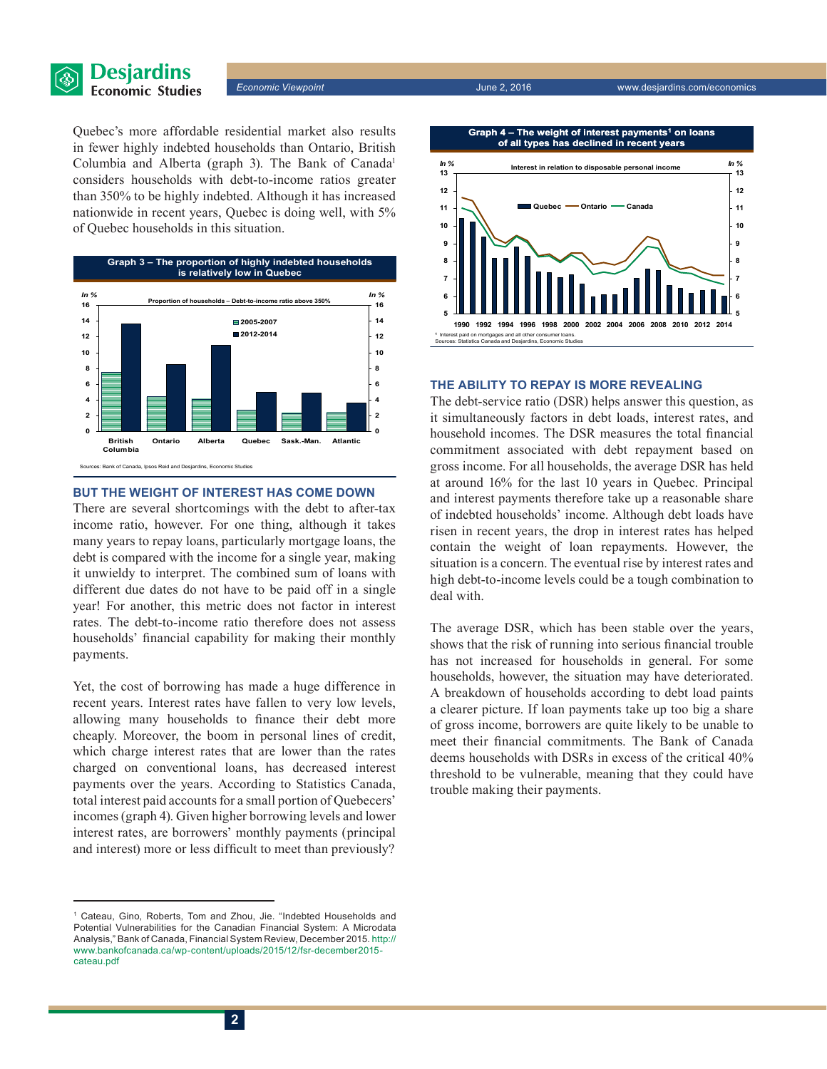Quebec's more affordable residential market also results in fewer highly indebted households than Ontario, British Columbia and Alberta (graph 3). The Bank of Canada[1] considers households with debt-to-income ratios greater than 350% to be highly indebted. Although it has increased nationwide in recent years, Quebec is doing well, with 5% of Quebec households in this situation.

**Graph 3 – The proportion of highly indebted households is relatively low in Quebec**

Proportion of households – Debt-to-income ratio above 350%

Sources: Bank of Canada, Ipsos Reid and Desjardins, Economic Studies

## BUT THE WEIGHT OF INTEREST HAS COME DOWN

There are several shortcomings with the debt to after-tax income ratio, however. For one thing, although it takes many years to repay loans, particularly mortgage loans, the debt is compared with the income for a single year, making it unwieldy to interpret. The combined sum of loans with different due dates do not have to be paid off in a single year! For another, this metric does not factor in interest rates. The debt-to-income ratio therefore does not assess households' financial capability for making their monthly payments.

Yet, the cost of borrowing has made a huge difference in recent years. Interest rates have fallen to very low levels, allowing many households to finance their debt more cheaply. Moreover, the boom in personal lines of credit, which charge interest rates that are lower than the rates charged on conventional loans, has decreased interest payments over the years. According to Statistics Canada, total interest paid accounts for a small portion of Quebecers' incomes (graph 4). Given higher borrowing levels and lower interest rates, are borrowers' monthly payments (principal and interest) more or less difficult to meet than previously?

**Graph 4 – The weight of interest payments[1] on loans of all types has declined in recent years**

Interest in relation to disposable personal income

[1] Interest paid on mortgages and all other consumer loans.
Sources: Statistics Canada and Desjardins, Economic Studies

## THE ABILITY TO REPAY IS MORE REVEALING

The debt-service ratio (DSR) helps answer this question, as it simultaneously factors in debt loads, interest rates, and household incomes. The DSR measures the total financial commitment associated with debt repayment based on gross income. For all households, the average DSR has held at around 16% for the last 10 years in Quebec. Principal and interest payments therefore take up a reasonable share of indebted households' income. Although debt loads have risen in recent years, the drop in interest rates has helped contain the weight of loan repayments. However, the situation is a concern. The eventual rise by interest rates and high debt-to-income levels could be a tough combination to deal with.

The average DSR, which has been stable over the years, shows that the risk of running into serious financial trouble has not increased for households in general. For some households, however, the situation may have deteriorated. A breakdown of households according to debt load paints a clearer picture. If loan payments take up too big a share of gross income, borrowers are quite likely to be unable to meet their financial commitments. The Bank of Canada deems households with DSRs in excess of the critical 40% threshold to be vulnerable, meaning that they could have trouble making their payments.

---

[1] Cateau, Gino, Roberts, Tom and Zhou, Jie. "Indebted Households and Potential Vulnerabilities for the Canadian Financial System: A Microdata Analysis," Bank of Canada, Financial System Review, December 2015. http://www.bankofcanada.ca/wp-content/uploads/2015/12/fsr-december2015-cateau.pdf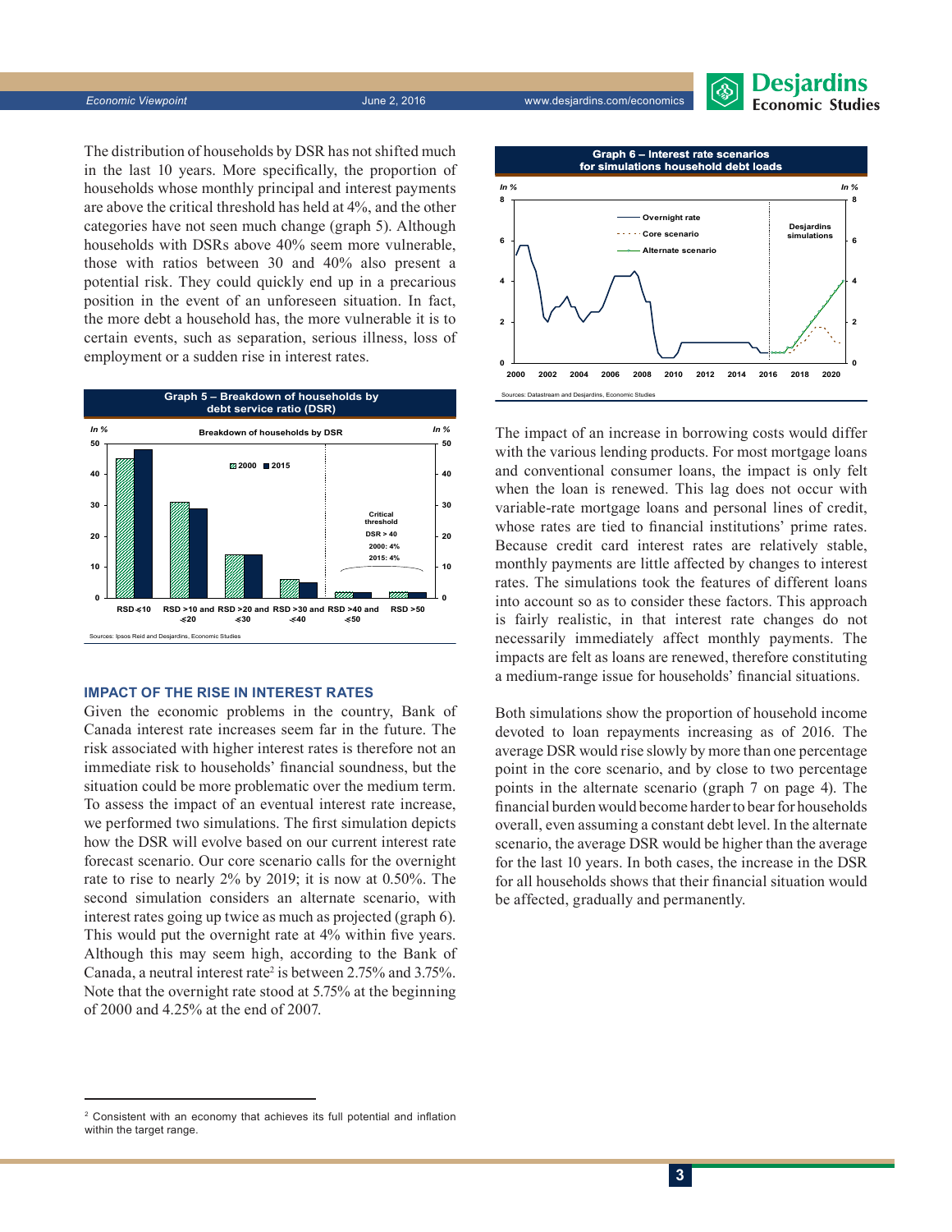The distribution of households by DSR has not shifted much in the last 10 years. More specifically, the proportion of households whose monthly principal and interest payments are above the critical threshold has held at 4%, and the other categories have not seen much change (graph 5). Although households with DSRs above 40% seem more vulnerable, those with ratios between 30 and 40% also present a potential risk. They could quickly end up in a precarious position in the event of an unforeseen situation. In fact, the more debt a household has, the more vulnerable it is to certain events, such as separation, serious illness, loss of employment or a sudden rise in interest rates.

**Graph 5 – Breakdown of households by debt service ratio (DSR)**

Sources: Ipsos Reid and Desjardins, Economic Studies

## IMPACT OF THE RISE IN INTEREST RATES

Given the economic problems in the country, Bank of Canada interest rate increases seem far in the future. The risk associated with higher interest rates is therefore not an immediate risk to households' financial soundness, but the situation could be more problematic over the medium term. To assess the impact of an eventual interest rate increase, we performed two simulations. The first simulation depicts how the DSR will evolve based on our current interest rate forecast scenario. Our core scenario calls for the overnight rate to rise to nearly 2% by 2019; it is now at 0.50%. The second simulation considers an alternate scenario, with interest rates going up twice as much as projected (graph 6). This would put the overnight rate at 4% within five years. Although this may seem high, according to the Bank of Canada, a neutral interest rate[2] is between 2.75% and 3.75%. Note that the overnight rate stood at 5.75% at the beginning of 2000 and 4.25% at the end of 2007.

**Graph 6 – Interest rate scenarios for simulations household debt loads**

Sources: Datastream and Desjardins, Economic Studies

The impact of an increase in borrowing costs would differ with the various lending products. For most mortgage loans and conventional consumer loans, the impact is only felt when the loan is renewed. This lag does not occur with variable-rate mortgage loans and personal lines of credit, whose rates are tied to financial institutions' prime rates. Because credit card interest rates are relatively stable, monthly payments are little affected by changes to interest rates. The simulations took the features of different loans into account so as to consider these factors. This approach is fairly realistic, in that interest rate changes do not necessarily immediately affect monthly payments. The impacts are felt as loans are renewed, therefore constituting a medium-range issue for households' financial situations.

Both simulations show the proportion of household income devoted to loan repayments increasing as of 2016. The average DSR would rise slowly by more than one percentage point in the core scenario, and by close to two percentage points in the alternate scenario (graph 7 on page 4). The financial burden would become harder to bear for households overall, even assuming a constant debt level. In the alternate scenario, the average DSR would be higher than the average for the last 10 years. In both cases, the increase in the DSR for all households shows that their financial situation would be affected, gradually and permanently.

---

[2] Consistent with an economy that achieves its full potential and inflation within the target range.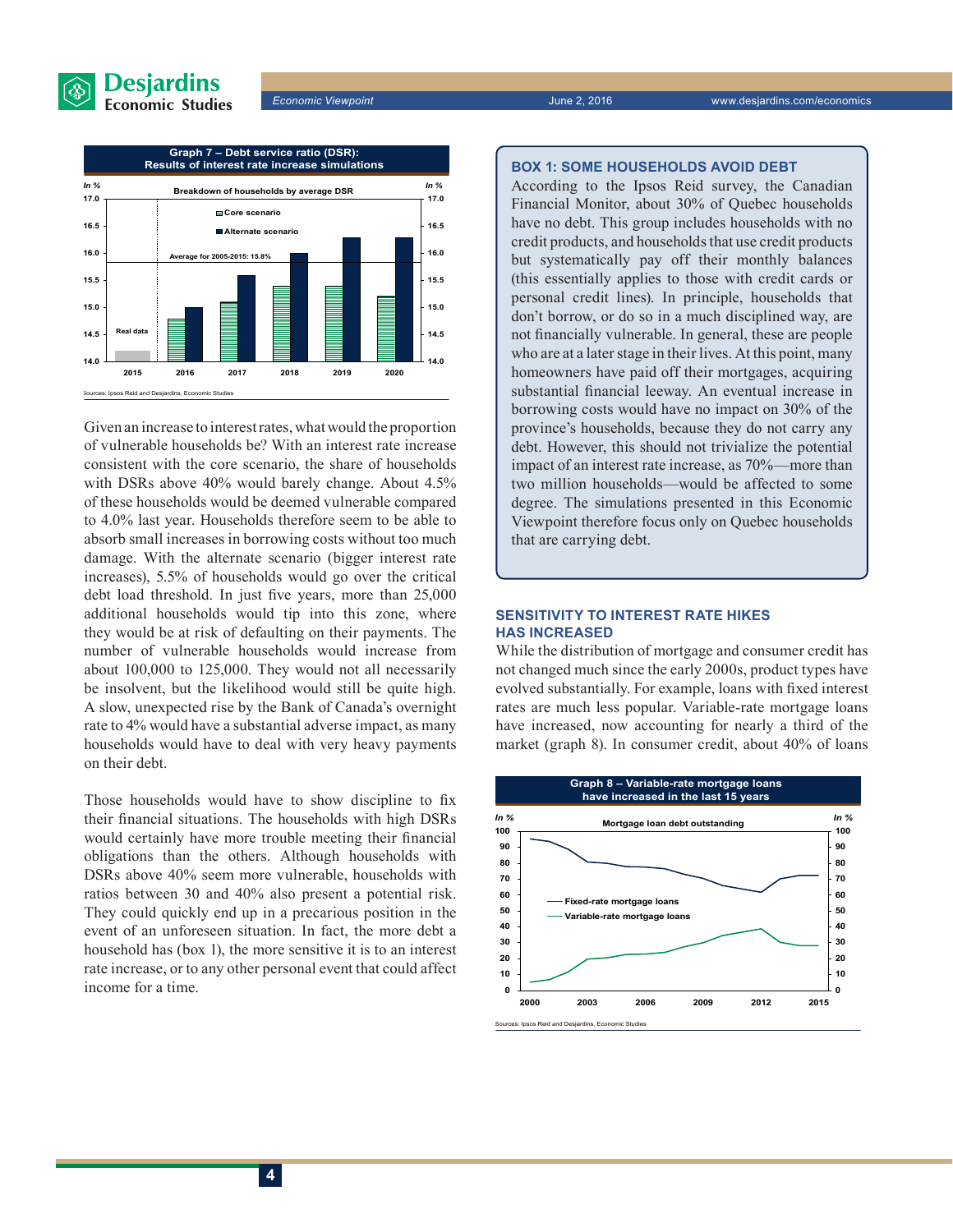**Graph 7 – Debt service ratio (DSR): Results of interest rate increase simulations**

Sources: Ipsos Reid and Desjardins, Economic Studies

Given an increase to interest rates, what would the proportion of vulnerable households be? With an interest rate increase consistent with the core scenario, the share of households with DSRs above 40% would barely change. About 4.5% of these households would be deemed vulnerable compared to 4.0% last year. Households therefore seem to be able to absorb small increases in borrowing costs without too much damage. With the alternate scenario (bigger interest rate increases), 5.5% of households would go over the critical debt load threshold. In just five years, more than 25,000 additional households would tip into this zone, where they would be at risk of defaulting on their payments. The number of vulnerable households would increase from about 100,000 to 125,000. They would not all necessarily be insolvent, but the likelihood would still be quite high. A slow, unexpected rise by the Bank of Canada's overnight rate to 4% would have a substantial adverse impact, as many households would have to deal with very heavy payments on their debt.

Those households would have to show discipline to fix their financial situations. The households with high DSRs would certainly have more trouble meeting their financial obligations than the others. Although households with DSRs above 40% seem more vulnerable, households with ratios between 30 and 40% also present a potential risk. They could quickly end up in a precarious position in the event of an unforeseen situation. In fact, the more debt a household has (box 1), the more sensitive it is to an interest rate increase, or to any other personal event that could affect income for a time.

### BOX 1: SOME HOUSEHOLDS AVOID DEBT

According to the Ipsos Reid survey, the Canadian Financial Monitor, about 30% of Quebec households have no debt. This group includes households with no credit products, and households that use credit products but systematically pay off their monthly balances (this essentially applies to those with credit cards or personal credit lines). In principle, households that don't borrow, or do so in a much disciplined way, are not financially vulnerable. In general, these are people who are at a later stage in their lives. At this point, many homeowners have paid off their mortgages, acquiring substantial financial leeway. An eventual increase in borrowing costs would have no impact on 30% of the province's households, because they do not carry any debt. However, this should not trivialize the potential impact of an interest rate increase, as 70%—more than two million households—would be affected to some degree. The simulations presented in this Economic Viewpoint therefore focus only on Quebec households that are carrying debt.

## SENSITIVITY TO INTEREST RATE HIKES HAS INCREASED

While the distribution of mortgage and consumer credit has not changed much since the early 2000s, product types have evolved substantially. For example, loans with fixed interest rates are much less popular. Variable-rate mortgage loans have increased, now accounting for nearly a third of the market (graph 8). In consumer credit, about 40% of loans

**Graph 8 – Variable-rate mortgage loans have increased in the last 15 years**

Sources: Ipsos Reid and Desjardins, Economic Studies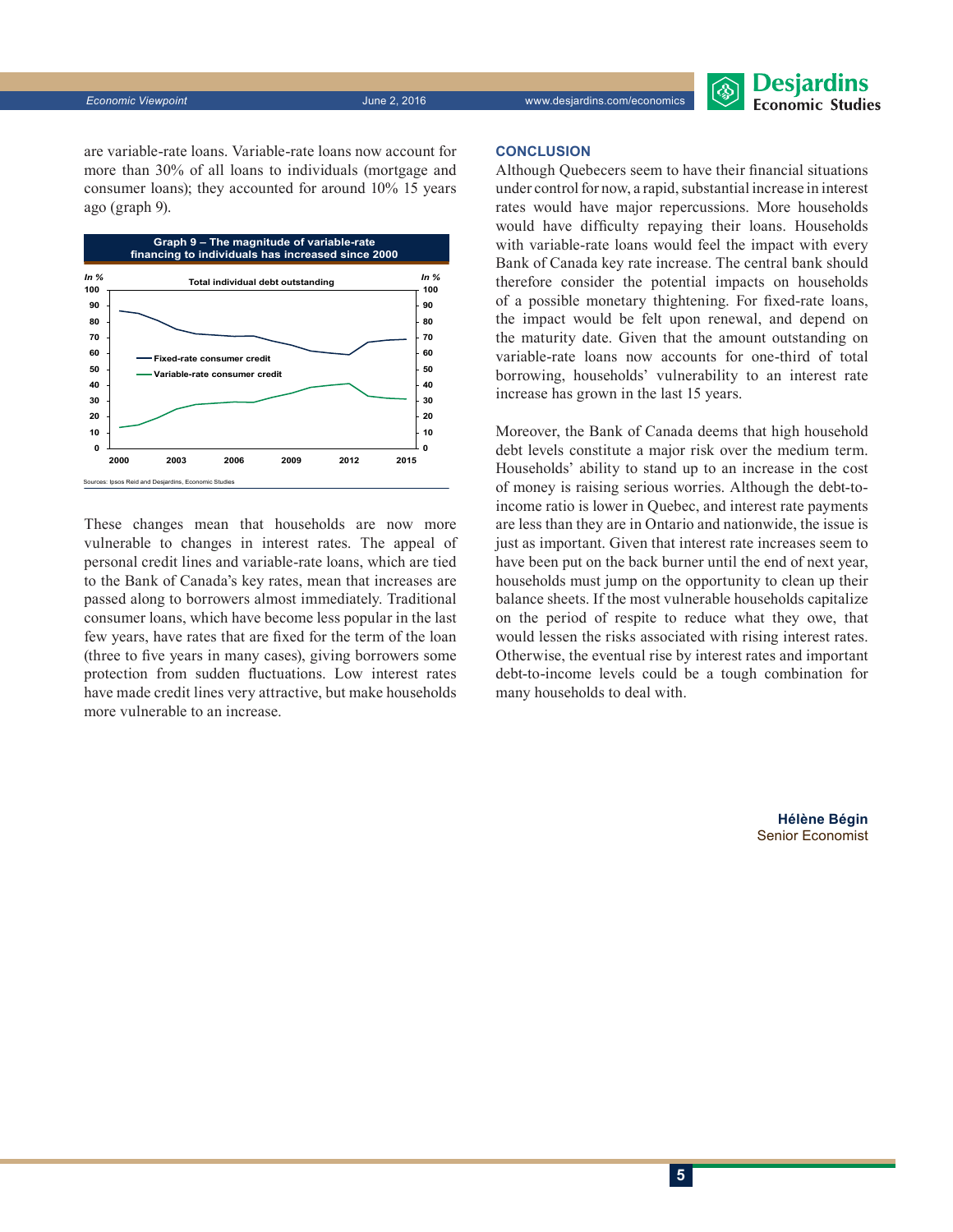are variable-rate loans. Variable-rate loans now account for more than 30% of all loans to individuals (mortgage and consumer loans); they accounted for around 10% 15 years ago (graph 9).

**Graph 9 – The magnitude of variable-rate financing to individuals has increased since 2000**

Total individual debt outstanding

In %

100
90
80
70
60
50
40
30
20
10
0

2000
2003
2006
2009
2012
2015

Fixed-rate consumer credit
Variable-rate consumer credit

Sources: Ipsos Reid and Desjardins, Economic Studies

These changes mean that households are now more vulnerable to changes in interest rates. The appeal of personal credit lines and variable-rate loans, which are tied to the Bank of Canada's key rates, mean that increases are passed along to borrowers almost immediately. Traditional consumer loans, which have become less popular in the last few years, have rates that are fixed for the term of the loan (three to five years in many cases), giving borrowers some protection from sudden fluctuations. Low interest rates have made credit lines very attractive, but make households more vulnerable to an increase.

## CONCLUSION

Although Quebecers seem to have their financial situations under control for now, a rapid, substantial increase in interest rates would have major repercussions. More households would have difficulty repaying their loans. Households with variable-rate loans would feel the impact with every Bank of Canada key rate increase. The central bank should therefore consider the potential impacts on households of a possible monetary thightening. For fixed-rate loans, the impact would be felt upon renewal, and depend on the maturity date. Given that the amount outstanding on variable-rate loans now accounts for one-third of total borrowing, households' vulnerability to an interest rate increase has grown in the last 15 years.

Moreover, the Bank of Canada deems that high household debt levels constitute a major risk over the medium term. Households' ability to stand up to an increase in the cost of money is raising serious worries. Although the debt-to-income ratio is lower in Quebec, and interest rate payments are less than they are in Ontario and nationwide, the issue is just as important. Given that interest rate increases seem to have been put on the back burner until the end of next year, households must jump on the opportunity to clean up their balance sheets. If the most vulnerable households capitalize on the period of respite to reduce what they owe, that would lessen the risks associated with rising interest rates. Otherwise, the eventual rise by interest rates and important debt-to-income levels could be a tough combination for many households to deal with.

**Hélène Bégin**
Senior Economist